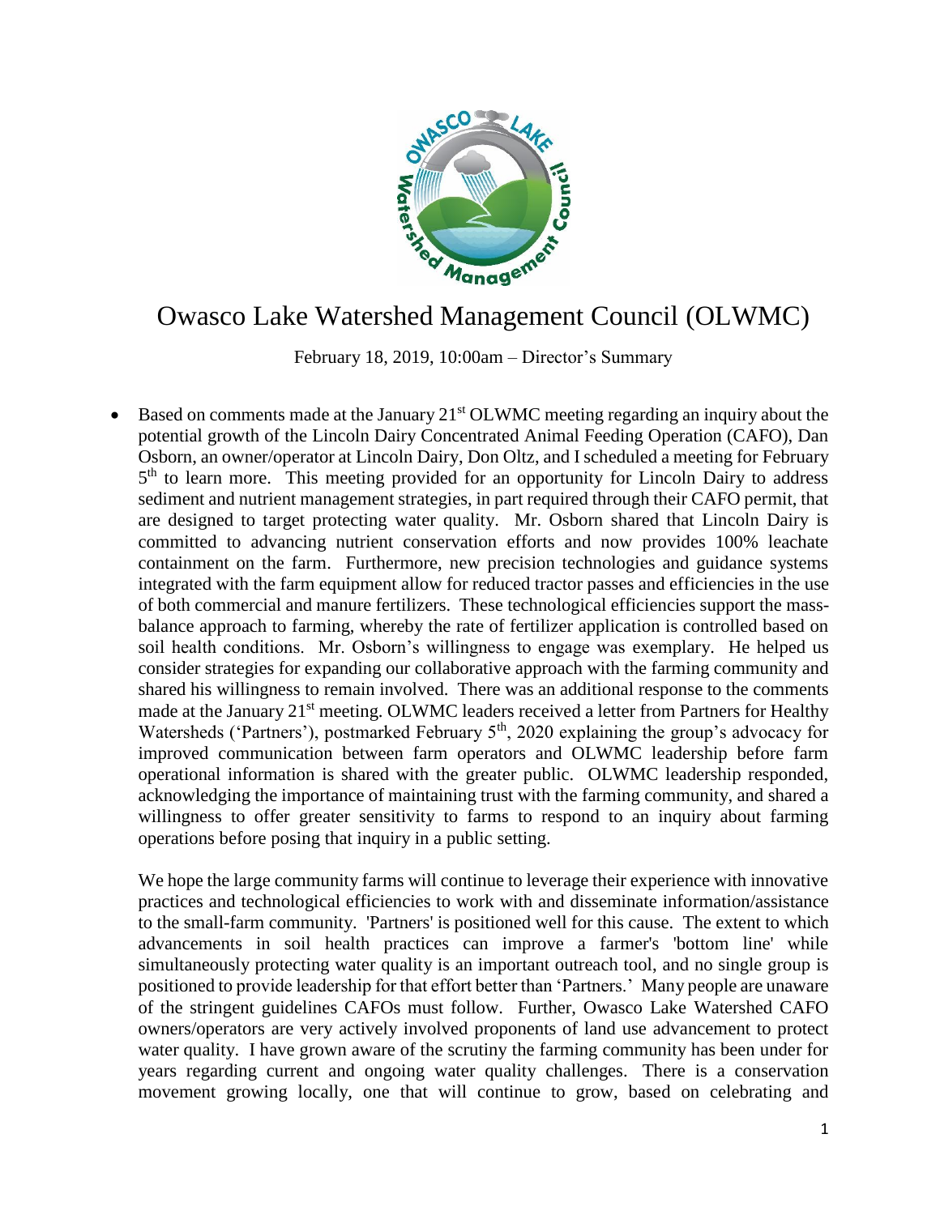# Owasco Lake Watershed Management Council (OLWMC)

February 18, 2019, 10:00am – Director's Summary

- Based on comments made at the January 21st OLWMC meeting regarding an inquiry about the potential growth of the Lincoln Dairy Concentrated Animal Feeding Operation (CAFO), Dan Osborn, an owner/operator at Lincoln Dairy, Don Oltz, and I scheduled a meeting for February 5th to learn more. This meeting provided for an opportunity for Lincoln Dairy to address sediment and nutrient management strategies, in part required through their CAFO permit, that are designed to target protecting water quality. Mr. Osborn shared that Lincoln Dairy is committed to advancing nutrient conservation efforts and now provides 100% leachate containment on the farm. Furthermore, new precision technologies and guidance systems integrated with the farm equipment allow for reduced tractor passes and efficiencies in the use of both commercial and manure fertilizers. These technological efficiencies support the mass-balance approach to farming, whereby the rate of fertilizer application is controlled based on soil health conditions. Mr. Osborn's willingness to engage was exemplary. He helped us consider strategies for expanding our collaborative approach with the farming community and shared his willingness to remain involved. There was an additional response to the comments made at the January 21st meeting. OLWMC leaders received a letter from Partners for Healthy Watersheds ('Partners'), postmarked February 5th, 2020 explaining the group's advocacy for improved communication between farm operators and OLWMC leadership before farm operational information is shared with the greater public. OLWMC leadership responded, acknowledging the importance of maintaining trust with the farming community, and shared a willingness to offer greater sensitivity to farms to respond to an inquiry about farming operations before posing that inquiry in a public setting.

  We hope the large community farms will continue to leverage their experience with innovative practices and technological efficiencies to work with and disseminate information/assistance to the small-farm community. 'Partners' is positioned well for this cause. The extent to which advancements in soil health practices can improve a farmer's 'bottom line' while simultaneously protecting water quality is an important outreach tool, and no single group is positioned to provide leadership for that effort better than 'Partners.' Many people are unaware of the stringent guidelines CAFOs must follow. Further, Owasco Lake Watershed CAFO owners/operators are very actively involved proponents of land use advancement to protect water quality. I have grown aware of the scrutiny the farming community has been under for years regarding current and ongoing water quality challenges. There is a conservation movement growing locally, one that will continue to grow, based on celebrating and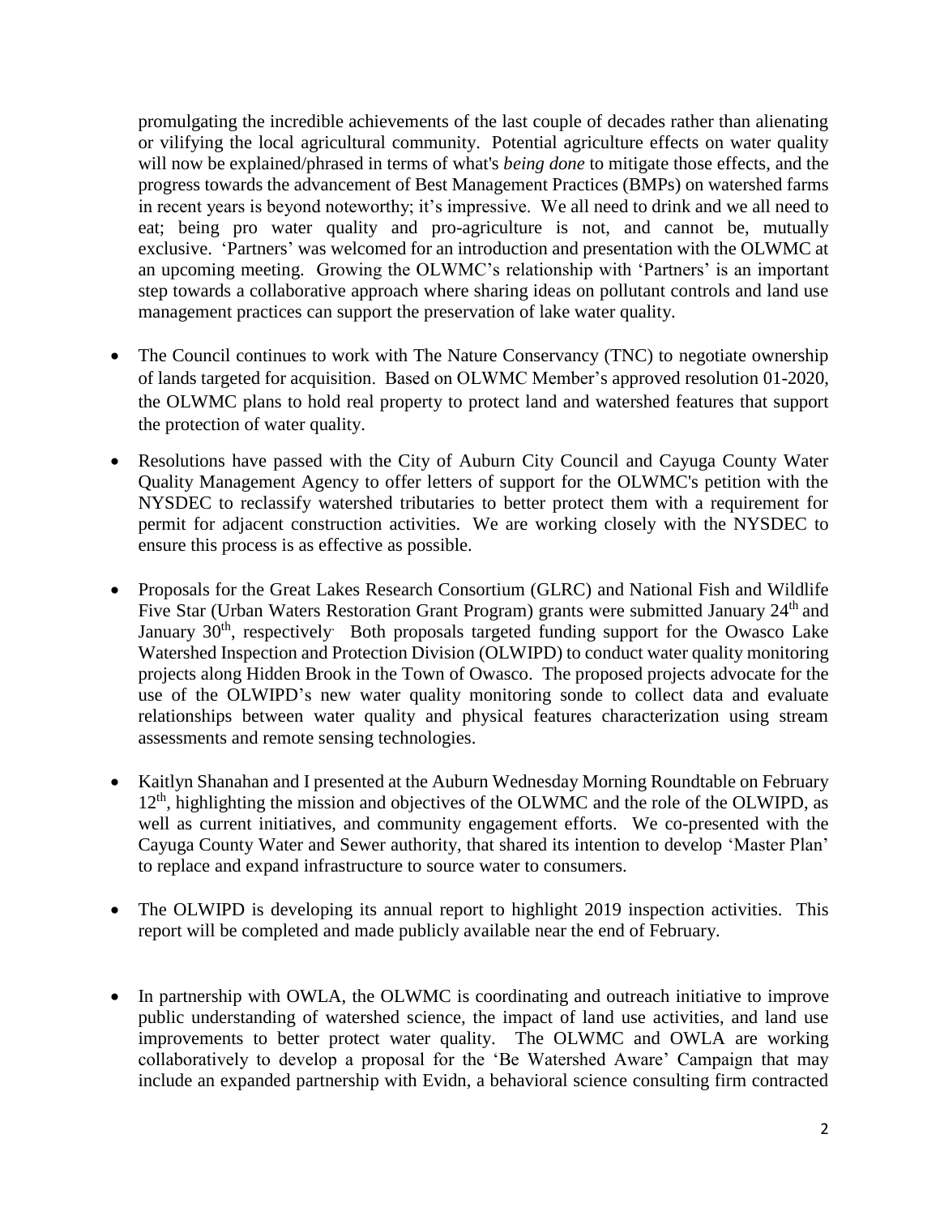promulgating the incredible achievements of the last couple of decades rather than alienating or vilifying the local agricultural community. Potential agriculture effects on water quality will now be explained/phrased in terms of what's *being done* to mitigate those effects, and the progress towards the advancement of Best Management Practices (BMPs) on watershed farms in recent years is beyond noteworthy; it's impressive. We all need to drink and we all need to eat; being pro water quality and pro-agriculture is not, and cannot be, mutually exclusive. 'Partners' was welcomed for an introduction and presentation with the OLWMC at an upcoming meeting. Growing the OLWMC's relationship with 'Partners' is an important step towards a collaborative approach where sharing ideas on pollutant controls and land use management practices can support the preservation of lake water quality.

- The Council continues to work with The Nature Conservancy (TNC) to negotiate ownership of lands targeted for acquisition. Based on OLWMC Member's approved resolution 01-2020, the OLWMC plans to hold real property to protect land and watershed features that support the protection of water quality.

- Resolutions have passed with the City of Auburn City Council and Cayuga County Water Quality Management Agency to offer letters of support for the OLWMC's petition with the NYSDEC to reclassify watershed tributaries to better protect them with a requirement for permit for adjacent construction activities. We are working closely with the NYSDEC to ensure this process is as effective as possible.

- Proposals for the Great Lakes Research Consortium (GLRC) and National Fish and Wildlife Five Star (Urban Waters Restoration Grant Program) grants were submitted January 24th and January 30th, respectively. Both proposals targeted funding support for the Owasco Lake Watershed Inspection and Protection Division (OLWIPD) to conduct water quality monitoring projects along Hidden Brook in the Town of Owasco. The proposed projects advocate for the use of the OLWIPD's new water quality monitoring sonde to collect data and evaluate relationships between water quality and physical features characterization using stream assessments and remote sensing technologies.

- Kaitlyn Shanahan and I presented at the Auburn Wednesday Morning Roundtable on February 12th, highlighting the mission and objectives of the OLWMC and the role of the OLWIPD, as well as current initiatives, and community engagement efforts. We co-presented with the Cayuga County Water and Sewer authority, that shared its intention to develop 'Master Plan' to replace and expand infrastructure to source water to consumers.

- The OLWIPD is developing its annual report to highlight 2019 inspection activities. This report will be completed and made publicly available near the end of February.

- In partnership with OWLA, the OLWMC is coordinating and outreach initiative to improve public understanding of watershed science, the impact of land use activities, and land use improvements to better protect water quality. The OLWMC and OWLA are working collaboratively to develop a proposal for the 'Be Watershed Aware' Campaign that may include an expanded partnership with Evidn, a behavioral science consulting firm contracted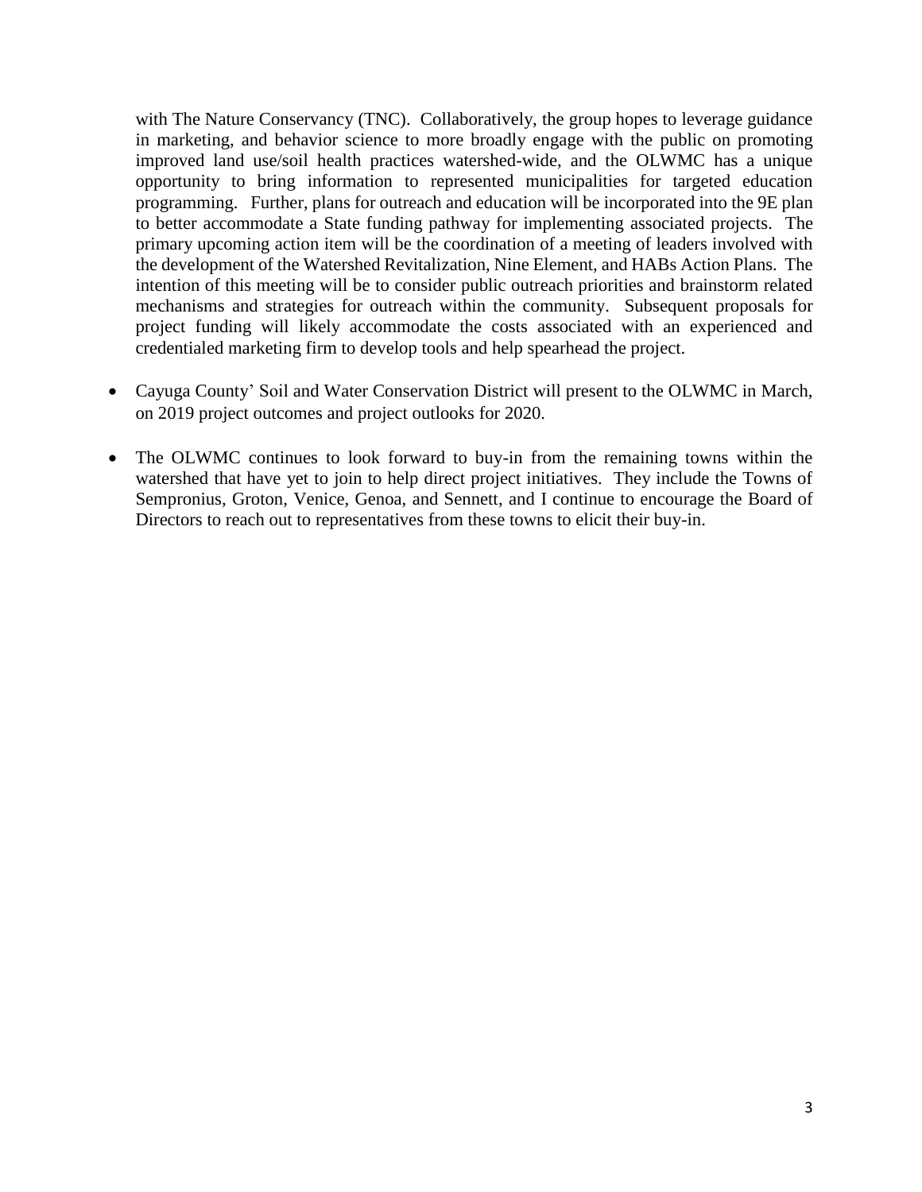with The Nature Conservancy (TNC). Collaboratively, the group hopes to leverage guidance in marketing, and behavior science to more broadly engage with the public on promoting improved land use/soil health practices watershed-wide, and the OLWMC has a unique opportunity to bring information to represented municipalities for targeted education programming. Further, plans for outreach and education will be incorporated into the 9E plan to better accommodate a State funding pathway for implementing associated projects. The primary upcoming action item will be the coordination of a meeting of leaders involved with the development of the Watershed Revitalization, Nine Element, and HABs Action Plans. The intention of this meeting will be to consider public outreach priorities and brainstorm related mechanisms and strategies for outreach within the community. Subsequent proposals for project funding will likely accommodate the costs associated with an experienced and credentialed marketing firm to develop tools and help spearhead the project.

- Cayuga County' Soil and Water Conservation District will present to the OLWMC in March, on 2019 project outcomes and project outlooks for 2020.

- The OLWMC continues to look forward to buy-in from the remaining towns within the watershed that have yet to join to help direct project initiatives. They include the Towns of Sempronius, Groton, Venice, Genoa, and Sennett, and I continue to encourage the Board of Directors to reach out to representatives from these towns to elicit their buy-in.